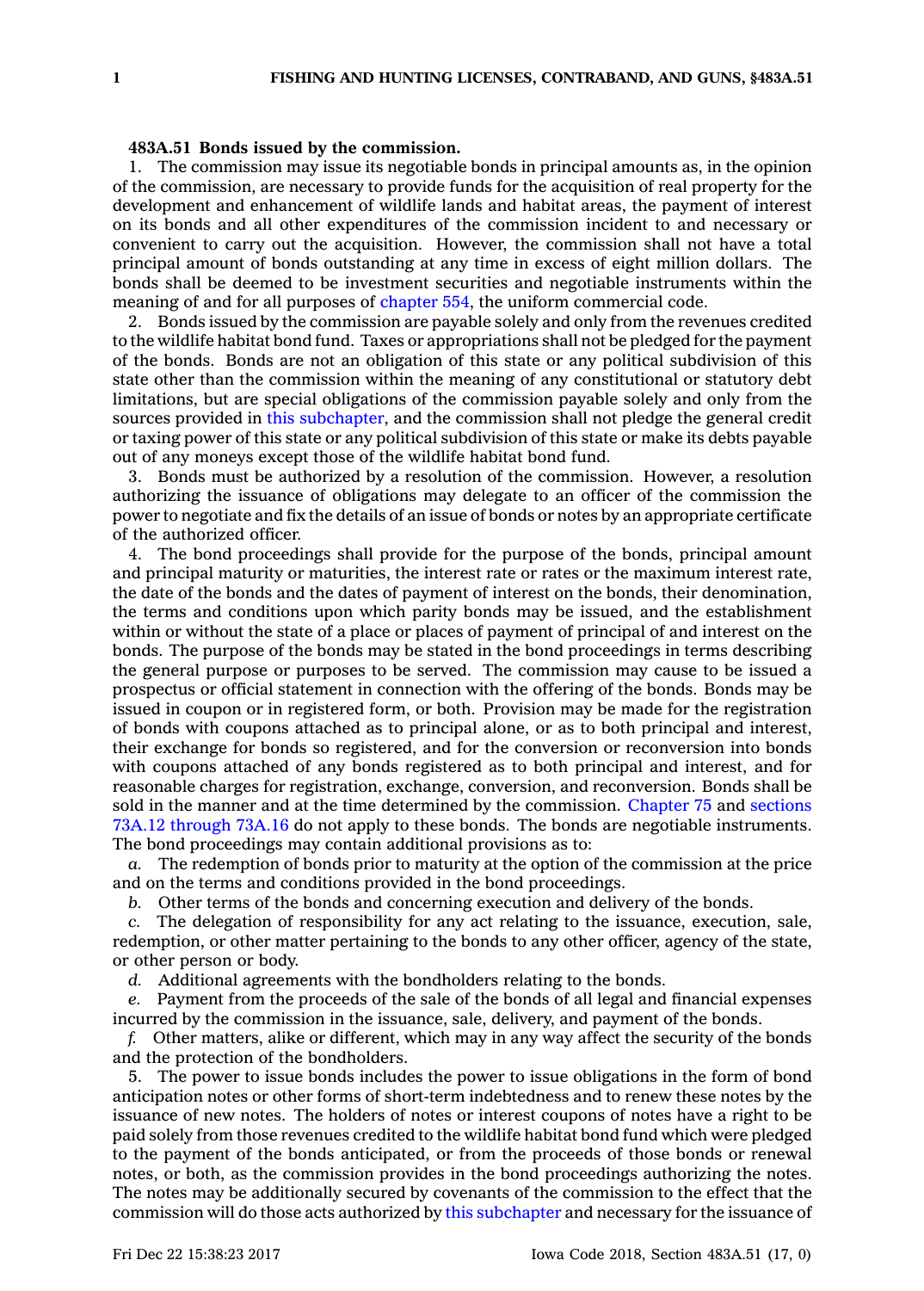**483A.51 Bonds issued by the commission.**

1. The commission may issue its negotiable bonds in principal amounts as, in the opinion of the commission, are necessary to provide funds for the acquisition of real property for the development and enhancement of wildlife lands and habitat areas, the payment of interest on its bonds and all other expenditures of the commission incident to and necessary or convenient to carry out the acquisition. However, the commission shall not have a total principal amount of bonds outstanding at any time in excess of eight million dollars. The bonds shall be deemed to be investment securities and negotiable instruments within the meaning of and for all purposes of chapter 554, the uniform commercial code.

2. Bonds issued by the commission are payable solely and only from the revenues credited to the wildlife habitat bond fund. Taxes or appropriations shall not be pledged for the payment of the bonds. Bonds are not an obligation of this state or any political subdivision of this state other than the commission within the meaning of any constitutional or statutory debt limitations, but are special obligations of the commission payable solely and only from the sources provided in this subchapter, and the commission shall not pledge the general credit or taxing power of this state or any political subdivision of this state or make its debts payable out of any moneys except those of the wildlife habitat bond fund.

3. Bonds must be authorized by a resolution of the commission. However, a resolution authorizing the issuance of obligations may delegate to an officer of the commission the power to negotiate and fix the details of an issue of bonds or notes by an appropriate certificate of the authorized officer.

4. The bond proceedings shall provide for the purpose of the bonds, principal amount and principal maturity or maturities, the interest rate or rates or the maximum interest rate, the date of the bonds and the dates of payment of interest on the bonds, their denomination, the terms and conditions upon which parity bonds may be issued, and the establishment within or without the state of a place or places of payment of principal of and interest on the bonds. The purpose of the bonds may be stated in the bond proceedings in terms describing the general purpose or purposes to be served. The commission may cause to be issued a prospectus or official statement in connection with the offering of the bonds. Bonds may be issued in coupon or in registered form, or both. Provision may be made for the registration of bonds with coupons attached as to principal alone, or as to both principal and interest, their exchange for bonds so registered, and for the conversion or reconversion into bonds with coupons attached of any bonds registered as to both principal and interest, and for reasonable charges for registration, exchange, conversion, and reconversion. Bonds shall be sold in the manner and at the time determined by the commission. Chapter 75 and sections 73A.12 through 73A.16 do not apply to these bonds. The bonds are negotiable instruments. The bond proceedings may contain additional provisions as to:

*a.* The redemption of bonds prior to maturity at the option of the commission at the price and on the terms and conditions provided in the bond proceedings.

*b.* Other terms of the bonds and concerning execution and delivery of the bonds.

*c.* The delegation of responsibility for any act relating to the issuance, execution, sale, redemption, or other matter pertaining to the bonds to any other officer, agency of the state, or other person or body.

*d.* Additional agreements with the bondholders relating to the bonds.

*e.* Payment from the proceeds of the sale of the bonds of all legal and financial expenses incurred by the commission in the issuance, sale, delivery, and payment of the bonds.

*f.* Other matters, alike or different, which may in any way affect the security of the bonds and the protection of the bondholders.

5. The power to issue bonds includes the power to issue obligations in the form of bond anticipation notes or other forms of short-term indebtedness and to renew these notes by the issuance of new notes. The holders of notes or interest coupons of notes have a right to be paid solely from those revenues credited to the wildlife habitat bond fund which were pledged to the payment of the bonds anticipated, or from the proceeds of those bonds or renewal notes, or both, as the commission provides in the bond proceedings authorizing the notes. The notes may be additionally secured by covenants of the commission to the effect that the commission will do those acts authorized by this subchapter and necessary for the issuance of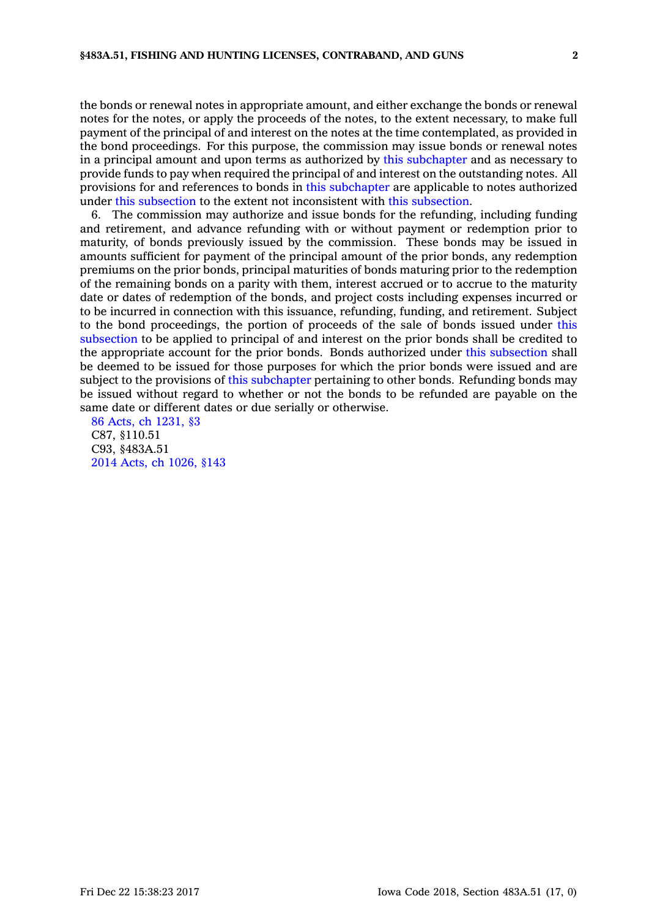the bonds or renewal notes in appropriate amount, and either exchange the bonds or renewal notes for the notes, or apply the proceeds of the notes, to the extent necessary, to make full payment of the principal of and interest on the notes at the time contemplated, as provided in the bond proceedings. For this purpose, the commission may issue bonds or renewal notes in a principal amount and upon terms as authorized by this subchapter and as necessary to provide funds to pay when required the principal of and interest on the outstanding notes. All provisions for and references to bonds in this subchapter are applicable to notes authorized under this subsection to the extent not inconsistent with this subsection.

6. The commission may authorize and issue bonds for the refunding, including funding and retirement, and advance refunding with or without payment or redemption prior to maturity, of bonds previously issued by the commission. These bonds may be issued in amounts sufficient for payment of the principal amount of the prior bonds, any redemption premiums on the prior bonds, principal maturities of bonds maturing prior to the redemption of the remaining bonds on a parity with them, interest accrued or to accrue to the maturity date or dates of redemption of the bonds, and project costs including expenses incurred or to be incurred in connection with this issuance, refunding, funding, and retirement. Subject to the bond proceedings, the portion of proceeds of the sale of bonds issued under this subsection to be applied to principal of and interest on the prior bonds shall be credited to the appropriate account for the prior bonds. Bonds authorized under this subsection shall be deemed to be issued for those purposes for which the prior bonds were issued and are subject to the provisions of this subchapter pertaining to other bonds. Refunding bonds may be issued without regard to whether or not the bonds to be refunded are payable on the same date or different dates or due serially or otherwise.

86 Acts, ch 1231, §3
C87, §110.51
C93, §483A.51
2014 Acts, ch 1026, §143